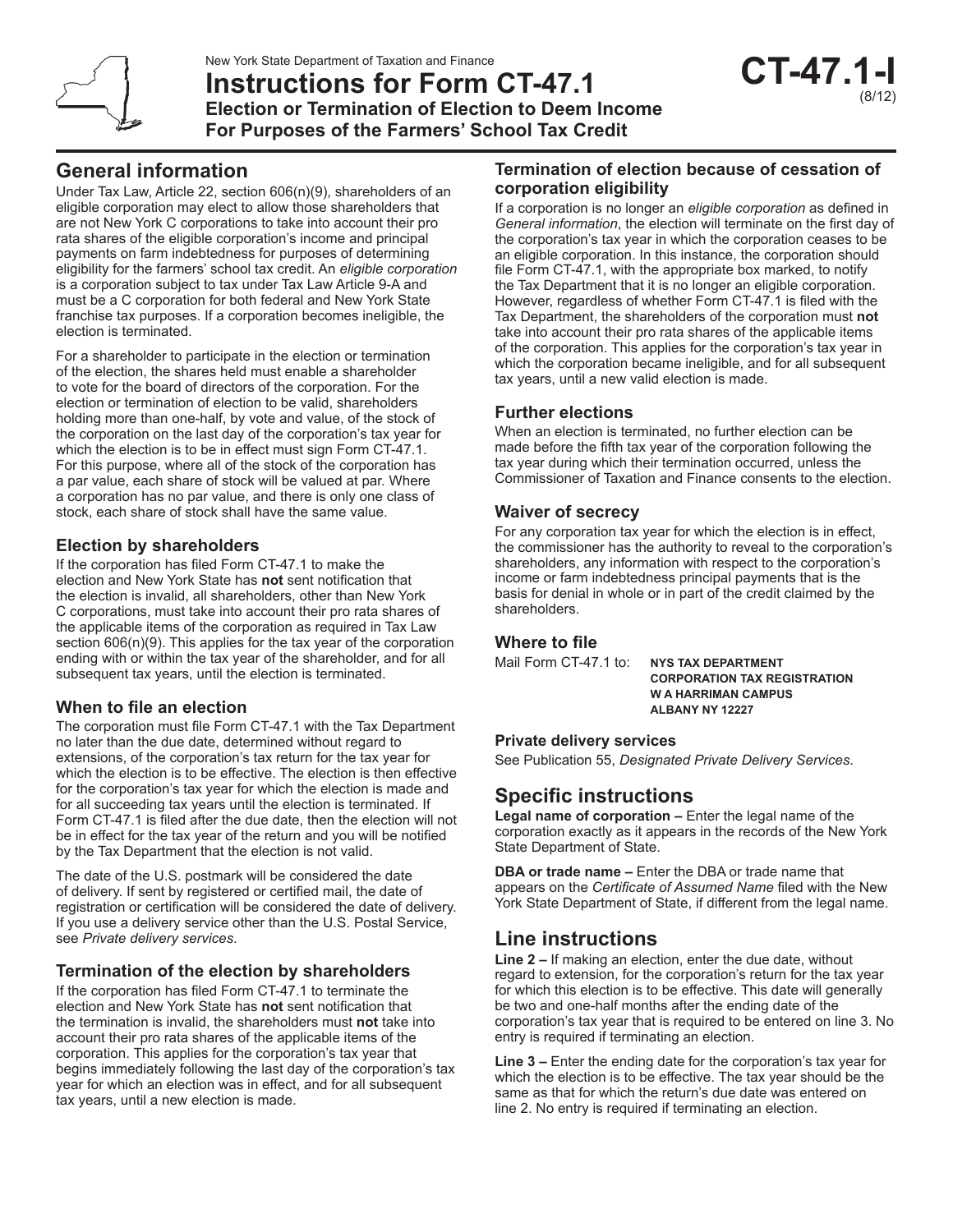New York State Department of Taxation and Finance

# Instructions for Form CT-47.1

**Election or Termination of Election to Deem Income For Purposes of the Farmers' School Tax Credit**

**CT-47.1-I** (8/12)

## General information

Under Tax Law, Article 22, section 606(n)(9), shareholders of an eligible corporation may elect to allow those shareholders that are not New York C corporations to take into account their pro rata shares of the eligible corporation's income and principal payments on farm indebtedness for purposes of determining eligibility for the farmers' school tax credit. An *eligible corporation* is a corporation subject to tax under Tax Law Article 9-A and must be a C corporation for both federal and New York State franchise tax purposes. If a corporation becomes ineligible, the election is terminated.

For a shareholder to participate in the election or termination of the election, the shares held must enable a shareholder to vote for the board of directors of the corporation. For the election or termination of election to be valid, shareholders holding more than one-half, by vote and value, of the stock of the corporation on the last day of the corporation's tax year for which the election is to be in effect must sign Form CT-47.1. For this purpose, where all of the stock of the corporation has a par value, each share of stock will be valued at par. Where a corporation has no par value, and there is only one class of stock, each share of stock shall have the same value.

### Election by shareholders

If the corporation has filed Form CT-47.1 to make the election and New York State has **not** sent notification that the election is invalid, all shareholders, other than New York C corporations, must take into account their pro rata shares of the applicable items of the corporation as required in Tax Law section 606(n)(9). This applies for the tax year of the corporation ending with or within the tax year of the shareholder, and for all subsequent tax years, until the election is terminated.

### When to file an election

The corporation must file Form CT-47.1 with the Tax Department no later than the due date, determined without regard to extensions, of the corporation's tax return for the tax year for which the election is to be effective. The election is then effective for the corporation's tax year for which the election is made and for all succeeding tax years until the election is terminated. If Form CT-47.1 is filed after the due date, then the election will not be in effect for the tax year of the return and you will be notified by the Tax Department that the election is not valid.

The date of the U.S. postmark will be considered the date of delivery. If sent by registered or certified mail, the date of registration or certification will be considered the date of delivery. If you use a delivery service other than the U.S. Postal Service, see *Private delivery services*.

### Termination of the election by shareholders

If the corporation has filed Form CT-47.1 to terminate the election and New York State has **not** sent notification that the termination is invalid, the shareholders must **not** take into account their pro rata shares of the applicable items of the corporation. This applies for the corporation's tax year that begins immediately following the last day of the corporation's tax year for which an election was in effect, and for all subsequent tax years, until a new election is made.

### Termination of election because of cessation of corporation eligibility

If a corporation is no longer an *eligible corporation* as defined in *General information*, the election will terminate on the first day of the corporation's tax year in which the corporation ceases to be an eligible corporation. In this instance, the corporation should file Form CT-47.1, with the appropriate box marked, to notify the Tax Department that it is no longer an eligible corporation. However, regardless of whether Form CT-47.1 is filed with the Tax Department, the shareholders of the corporation must **not** take into account their pro rata shares of the applicable items of the corporation. This applies for the corporation's tax year in which the corporation became ineligible, and for all subsequent tax years, until a new valid election is made.

### Further elections

When an election is terminated, no further election can be made before the fifth tax year of the corporation following the tax year during which their termination occurred, unless the Commissioner of Taxation and Finance consents to the election.

### Waiver of secrecy

For any corporation tax year for which the election is in effect, the commissioner has the authority to reveal to the corporation's shareholders, any information with respect to the corporation's income or farm indebtedness principal payments that is the basis for denial in whole or in part of the credit claimed by the shareholders.

### Where to file

Mail Form CT-47.1 to: **NYS TAX DEPARTMENT**
**CORPORATION TAX REGISTRATION**
**W A HARRIMAN CAMPUS**
**ALBANY NY 12227**

#### Private delivery services

See Publication 55, *Designated Private Delivery Services*.

## Specific instructions

**Legal name of corporation –** Enter the legal name of the corporation exactly as it appears in the records of the New York State Department of State.

**DBA or trade name –** Enter the DBA or trade name that appears on the *Certificate of Assumed Name* filed with the New York State Department of State, if different from the legal name.

## Line instructions

**Line 2 –** If making an election, enter the due date, without regard to extension, for the corporation's return for the tax year for which this election is to be effective. This date will generally be two and one-half months after the ending date of the corporation's tax year that is required to be entered on line 3. No entry is required if terminating an election.

**Line 3 –** Enter the ending date for the corporation's tax year for which the election is to be effective. The tax year should be the same as that for which the return's due date was entered on line 2. No entry is required if terminating an election.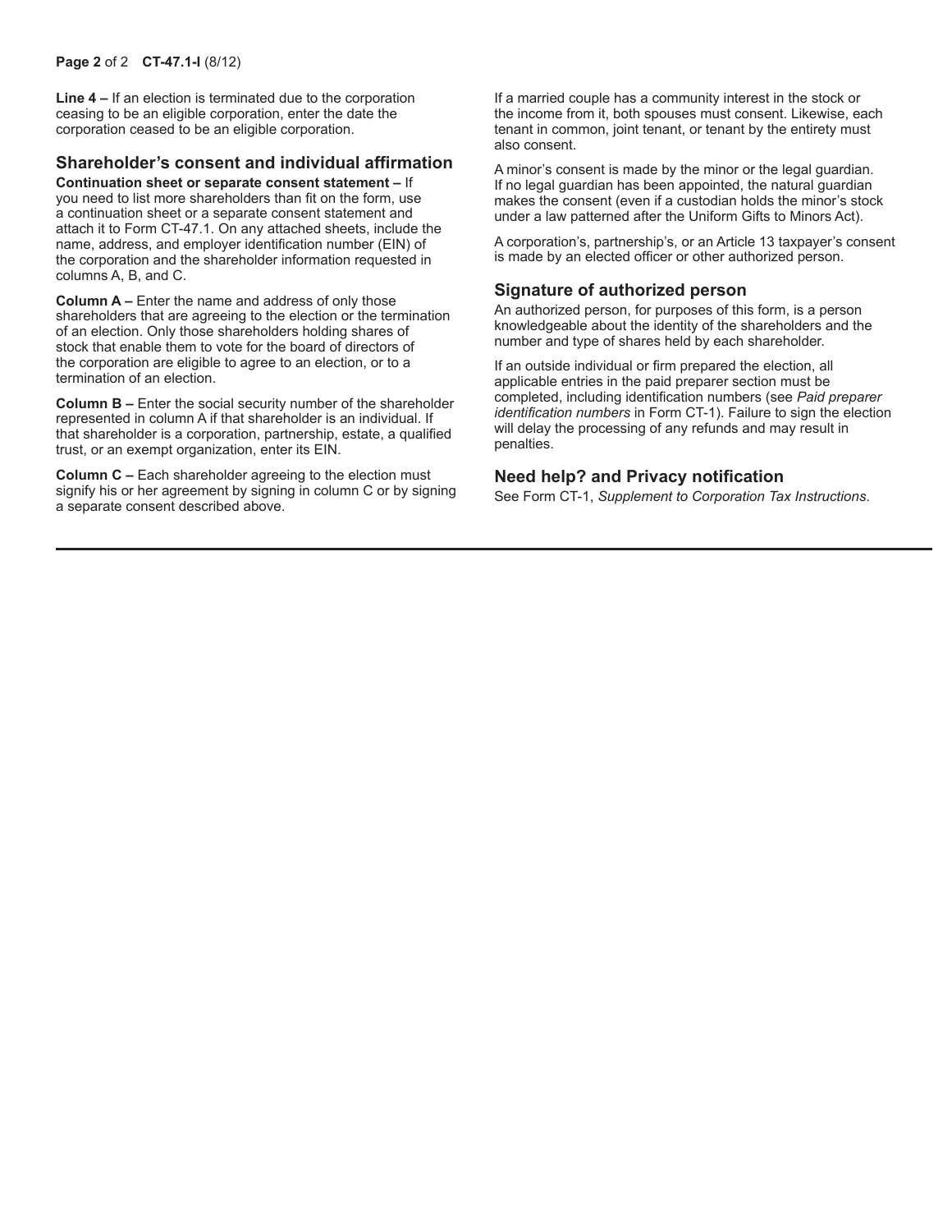**Line 4 –** If an election is terminated due to the corporation ceasing to be an eligible corporation, enter the date the corporation ceased to be an eligible corporation.

## Shareholder's consent and individual affirmation

**Continuation sheet or separate consent statement –** If you need to list more shareholders than fit on the form, use a continuation sheet or a separate consent statement and attach it to Form CT-47.1. On any attached sheets, include the name, address, and employer identification number (EIN) of the corporation and the shareholder information requested in columns A, B, and C.

**Column A –** Enter the name and address of only those shareholders that are agreeing to the election or the termination of an election. Only those shareholders holding shares of stock that enable them to vote for the board of directors of the corporation are eligible to agree to an election, or to a termination of an election.

**Column B –** Enter the social security number of the shareholder represented in column A if that shareholder is an individual. If that shareholder is a corporation, partnership, estate, a qualified trust, or an exempt organization, enter its EIN.

**Column C –** Each shareholder agreeing to the election must signify his or her agreement by signing in column C or by signing a separate consent described above.

If a married couple has a community interest in the stock or the income from it, both spouses must consent. Likewise, each tenant in common, joint tenant, or tenant by the entirety must also consent.

A minor's consent is made by the minor or the legal guardian. If no legal guardian has been appointed, the natural guardian makes the consent (even if a custodian holds the minor's stock under a law patterned after the Uniform Gifts to Minors Act).

A corporation's, partnership's, or an Article 13 taxpayer's consent is made by an elected officer or other authorized person.

## Signature of authorized person

An authorized person, for purposes of this form, is a person knowledgeable about the identity of the shareholders and the number and type of shares held by each shareholder.

If an outside individual or firm prepared the election, all applicable entries in the paid preparer section must be completed, including identification numbers (see *Paid preparer identification numbers* in Form CT-1). Failure to sign the election will delay the processing of any refunds and may result in penalties.

## Need help? and Privacy notification

See Form CT-1, *Supplement to Corporation Tax Instructions*.